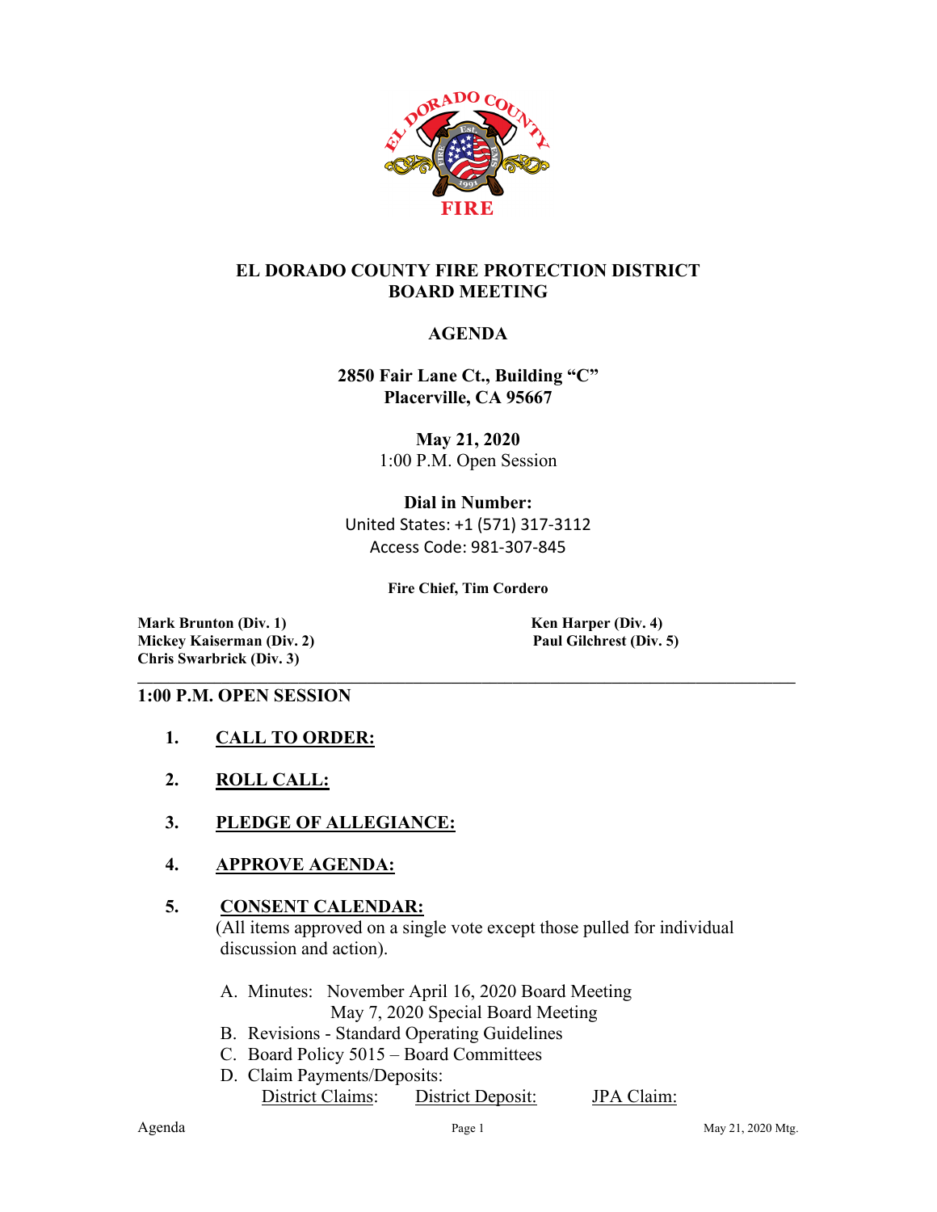# EL DORADO COUNTY FIRE PROTECTION DISTRICT BOARD MEETING

## AGENDA

**2850 Fair Lane Ct., Building "C"**
**Placerville, CA 95667**

**May 21, 2020**
1:00 P.M. Open Session

**Dial in Number:**
United States: +1 (571) 317-3112
Access Code: 981-307-845

**Fire Chief, Tim Cordero**

**Mark Brunton (Div. 1)**
**Mickey Kaiserman (Div. 2)**
**Chris Swarbrick (Div. 3)**
**Ken Harper (Div. 4)**
**Paul Gilchrest (Div. 5)**

---

**1:00 P.M. OPEN SESSION**

1. **CALL TO ORDER:**

2. **ROLL CALL:**

3. **PLEDGE OF ALLEGIANCE:**

4. **APPROVE AGENDA:**

5. **CONSENT CALENDAR:**
   (All items approved on a single vote except those pulled for individual discussion and action).

   A. Minutes: November April 16, 2020 Board Meeting
      May 7, 2020 Special Board Meeting
   B. Revisions - Standard Operating Guidelines
   C. Board Policy 5015 – Board Committees
   D. Claim Payments/Deposits:
      District Claims: District Deposit: JPA Claim: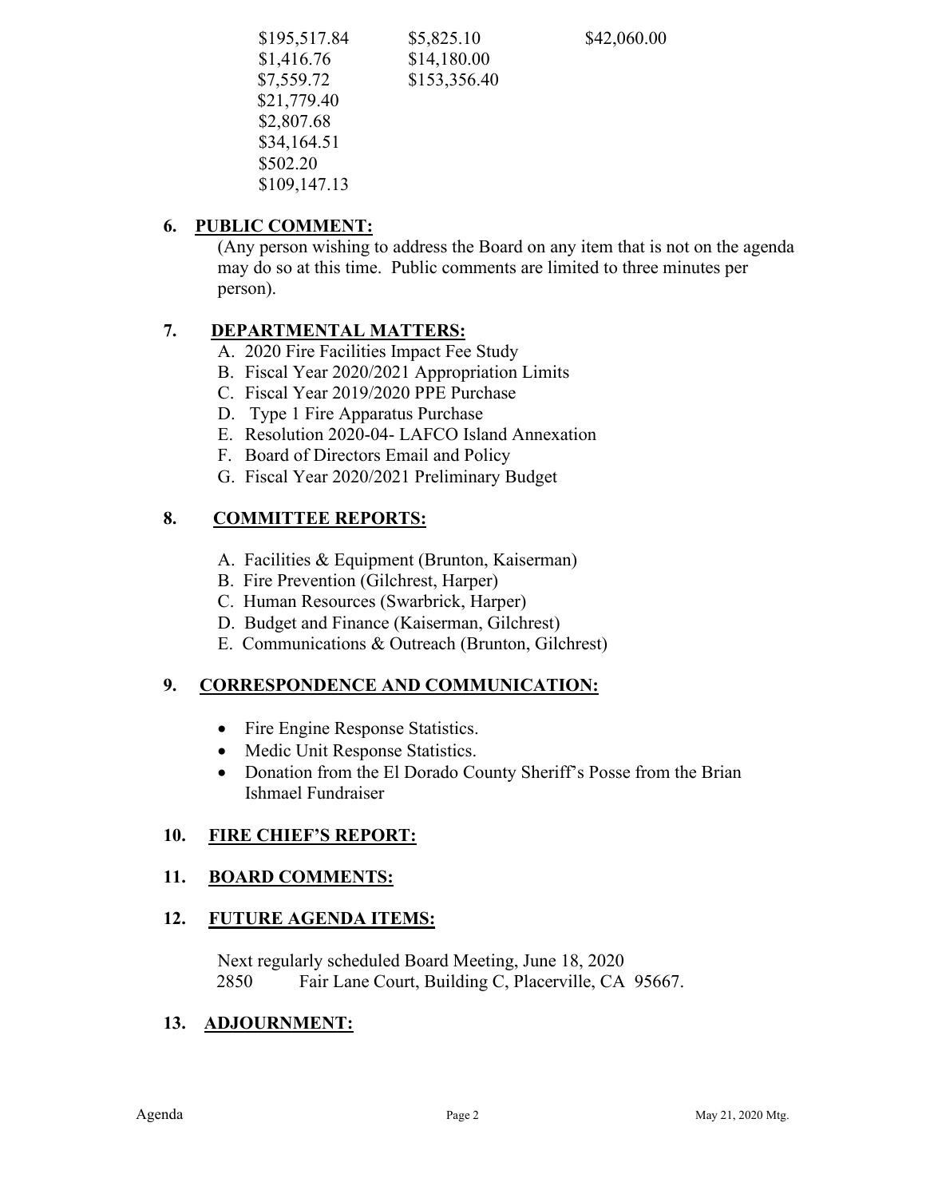| | | |
|---|---|---|
| $195,517.84 | $5,825.10 | $42,060.00 |
| $1,416.76 | $14,180.00 | |
| $7,559.72 | $153,356.40 | |
| $21,779.40 | | |
| $2,807.68 | | |
| $34,164.51 | | |
| $502.20 | | |
| $109,147.13 | | |

**6. PUBLIC COMMENT:**

(Any person wishing to address the Board on any item that is not on the agenda may do so at this time. Public comments are limited to three minutes per person).

**7. DEPARTMENTAL MATTERS:**

A. 2020 Fire Facilities Impact Fee Study
B. Fiscal Year 2020/2021 Appropriation Limits
C. Fiscal Year 2019/2020 PPE Purchase
D. Type 1 Fire Apparatus Purchase
E. Resolution 2020-04- LAFCO Island Annexation
F. Board of Directors Email and Policy
G. Fiscal Year 2020/2021 Preliminary Budget

**8. COMMITTEE REPORTS:**

A. Facilities & Equipment (Brunton, Kaiserman)
B. Fire Prevention (Gilchrest, Harper)
C. Human Resources (Swarbrick, Harper)
D. Budget and Finance (Kaiserman, Gilchrest)
E. Communications & Outreach (Brunton, Gilchrest)

**9. CORRESPONDENCE AND COMMUNICATION:**

- Fire Engine Response Statistics.
- Medic Unit Response Statistics.
- Donation from the El Dorado County Sheriff's Posse from the Brian Ishmael Fundraiser

**10. FIRE CHIEF'S REPORT:**

**11. BOARD COMMENTS:**

**12. FUTURE AGENDA ITEMS:**

Next regularly scheduled Board Meeting, June 18, 2020
2850 Fair Lane Court, Building C, Placerville, CA 95667.

**13. ADJOURNMENT:**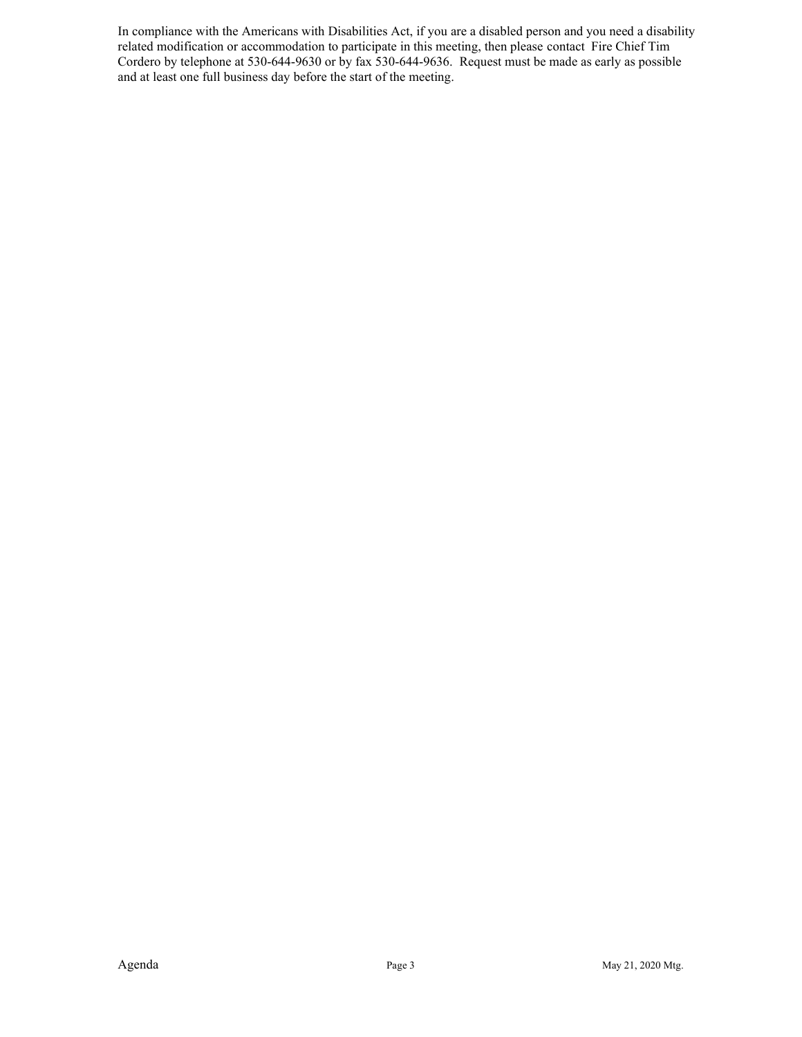In compliance with the Americans with Disabilities Act, if you are a disabled person and you need a disability related modification or accommodation to participate in this meeting, then please contact Fire Chief Tim Cordero by telephone at 530-644-9630 or by fax 530-644-9636. Request must be made as early as possible and at least one full business day before the start of the meeting.